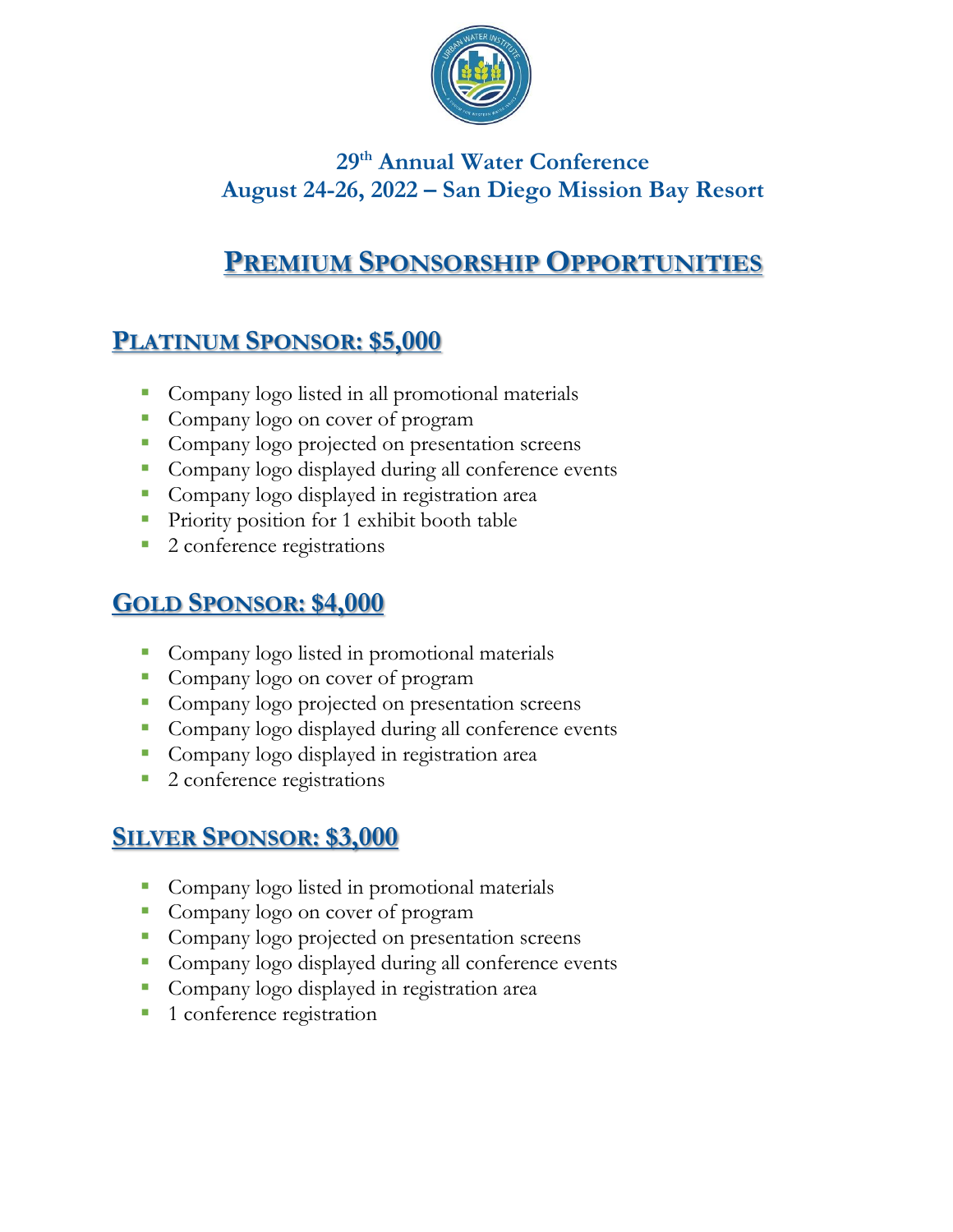# 29th Annual Water Conference
# August 24-26, 2022 – San Diego Mission Bay Resort

## PREMIUM SPONSORSHIP OPPORTUNITIES

### PLATINUM SPONSOR: $5,000

- Company logo listed in all promotional materials
- Company logo on cover of program
- Company logo projected on presentation screens
- Company logo displayed during all conference events
- Company logo displayed in registration area
- Priority position for 1 exhibit booth table
- 2 conference registrations

### GOLD SPONSOR: $4,000

- Company logo listed in promotional materials
- Company logo on cover of program
- Company logo projected on presentation screens
- Company logo displayed during all conference events
- Company logo displayed in registration area
- 2 conference registrations

### SILVER SPONSOR: $3,000

- Company logo listed in promotional materials
- Company logo on cover of program
- Company logo projected on presentation screens
- Company logo displayed during all conference events
- Company logo displayed in registration area
- 1 conference registration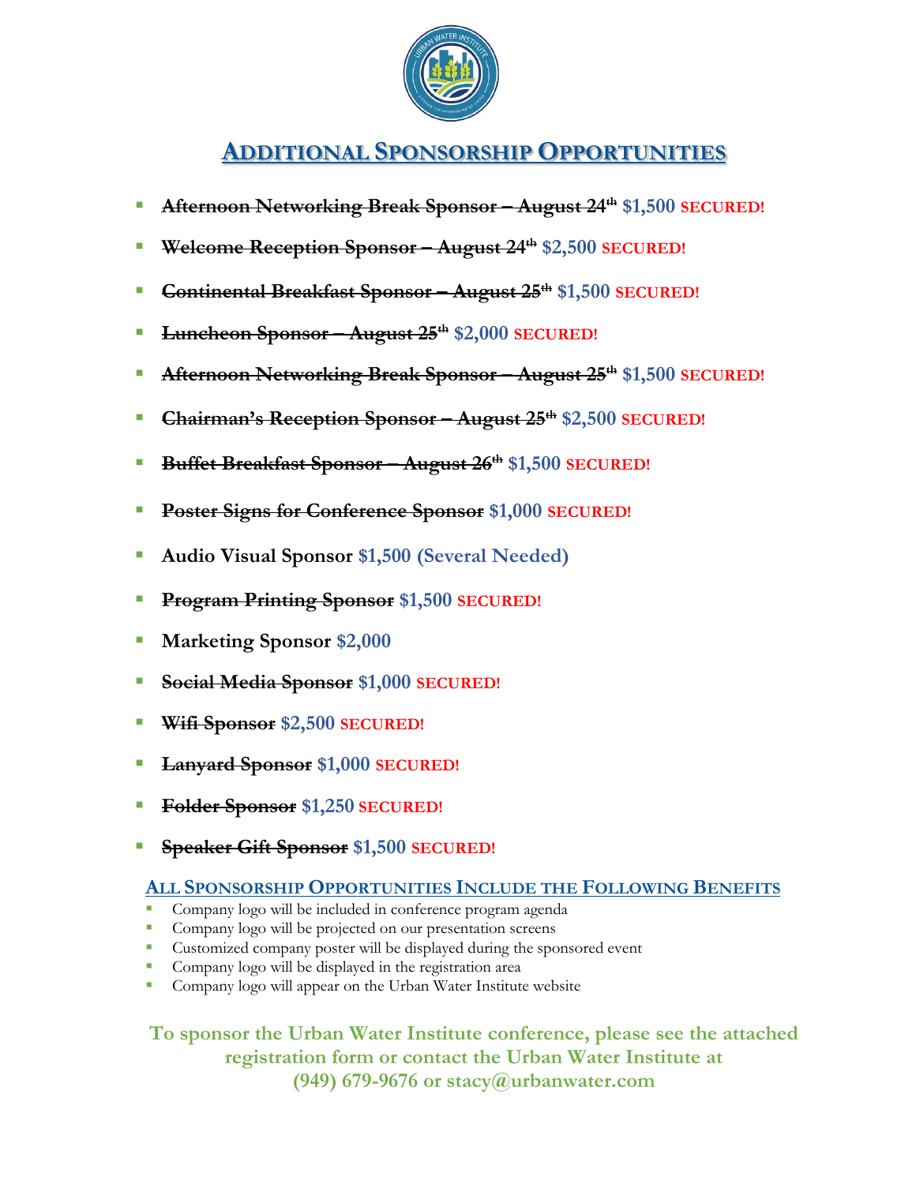## Additional Sponsorship Opportunities

- ~~**Afternoon Networking Break Sponsor – August 24th**~~ **$1,500 SECURED!**
- ~~**Welcome Reception Sponsor – August 24th**~~ **$2,500 SECURED!**
- ~~**Continental Breakfast Sponsor – August 25th**~~ **$1,500 SECURED!**
- ~~**Luncheon Sponsor – August 25th**~~ **$2,000 SECURED!**
- ~~**Afternoon Networking Break Sponsor – August 25th**~~ **$1,500 SECURED!**
- ~~**Chairman's Reception Sponsor – August 25th**~~ **$2,500 SECURED!**
- ~~**Buffet Breakfast Sponsor – August 26th**~~ **$1,500 SECURED!**
- ~~**Poster Signs for Conference Sponsor**~~ **$1,000 SECURED!**
- **Audio Visual Sponsor $1,500 (Several Needed)**
- ~~**Program Printing Sponsor**~~ **$1,500 SECURED!**
- **Marketing Sponsor $2,000**
- ~~**Social Media Sponsor**~~ **$1,000 SECURED!**
- ~~**Wifi Sponsor**~~ **$2,500 SECURED!**
- ~~**Lanyard Sponsor**~~ **$1,000 SECURED!**
- ~~**Folder Sponsor**~~ **$1,250 SECURED!**
- ~~**Speaker Gift Sponsor**~~ **$1,500 SECURED!**

### All Sponsorship Opportunities Include the Following Benefits

- Company logo will be included in conference program agenda
- Company logo will be projected on our presentation screens
- Customized company poster will be displayed during the sponsored event
- Company logo will be displayed in the registration area
- Company logo will appear on the Urban Water Institute website

**To sponsor the Urban Water Institute conference, please see the attached registration form or contact the Urban Water Institute at (949) 679-9676 or stacy@urbanwater.com**